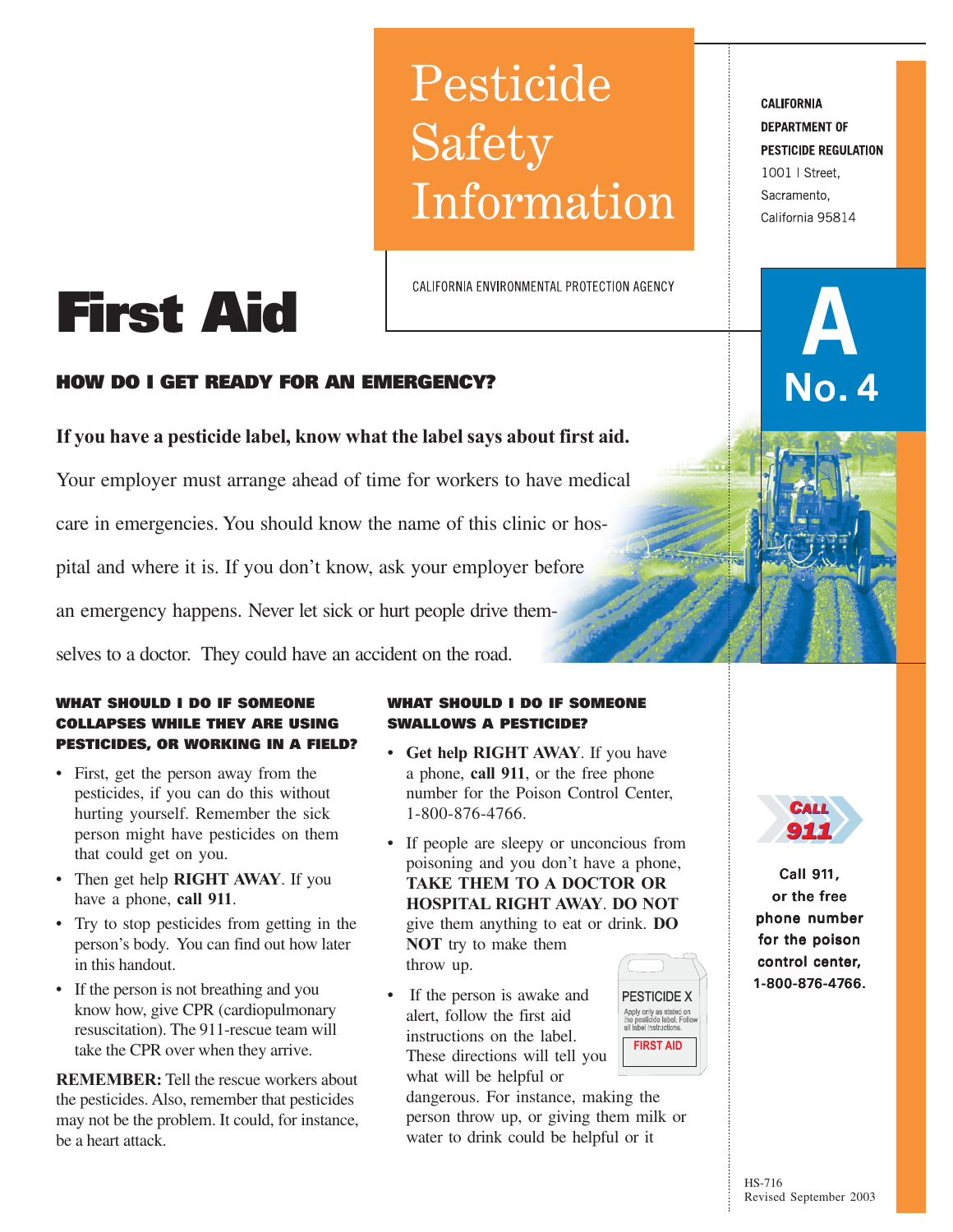# Pesticide Safety Information

CALIFORNIA ENVIRONMENTAL PROTECTION AGENCY

**CALIFORNIA DEPARTMENT OF PESTICIDE REGULATION**
1001 I Street,
Sacramento,
California 95814

**A No. 4**

# First Aid

## HOW DO I GET READY FOR AN EMERGENCY?

**If you have a pesticide label, know what the label says about first aid.**

Your employer must arrange ahead of time for workers to have medical care in emergencies. You should know the name of this clinic or hospital and where it is. If you don't know, ask your employer before an emergency happens. Never let sick or hurt people drive themselves to a doctor. They could have an accident on the road.

### WHAT SHOULD I DO IF SOMEONE COLLAPSES WHILE THEY ARE USING PESTICIDES, OR WORKING IN A FIELD?

- First, get the person away from the pesticides, if you can do this without hurting yourself. Remember the sick person might have pesticides on them that could get on you.
- Then get help **RIGHT AWAY**. If you have a phone, **call 911**.
- Try to stop pesticides from getting in the person's body. You can find out how later in this handout.
- If the person is not breathing and you know how, give CPR (cardiopulmonary resuscitation). The 911-rescue team will take the CPR over when they arrive.

**REMEMBER:** Tell the rescue workers about the pesticides. Also, remember that pesticides may not be the problem. It could, for instance, be a heart attack.

### WHAT SHOULD I DO IF SOMEONE SWALLOWS A PESTICIDE?

- **Get help RIGHT AWAY**. If you have a phone, **call 911**, or the free phone number for the Poison Control Center, 1-800-876-4766.
- If people are sleepy or unconcious from poisoning and you don't have a phone, **TAKE THEM TO A DOCTOR OR HOSPITAL RIGHT AWAY**. **DO NOT** give them anything to eat or drink. **DO NOT** try to make them throw up.
- If the person is awake and alert, follow the first aid instructions on the label. These directions will tell you what will be helpful or dangerous. For instance, making the person throw up, or giving them milk or water to drink could be helpful or it

PESTICIDE X
Apply only as stated on the pesticide label. Follow all label instructions.
FIRST AID

CALL 911

**Call 911, or the free phone number for the poison control center, 1-800-876-4766.**

HS-716
Revised September 2003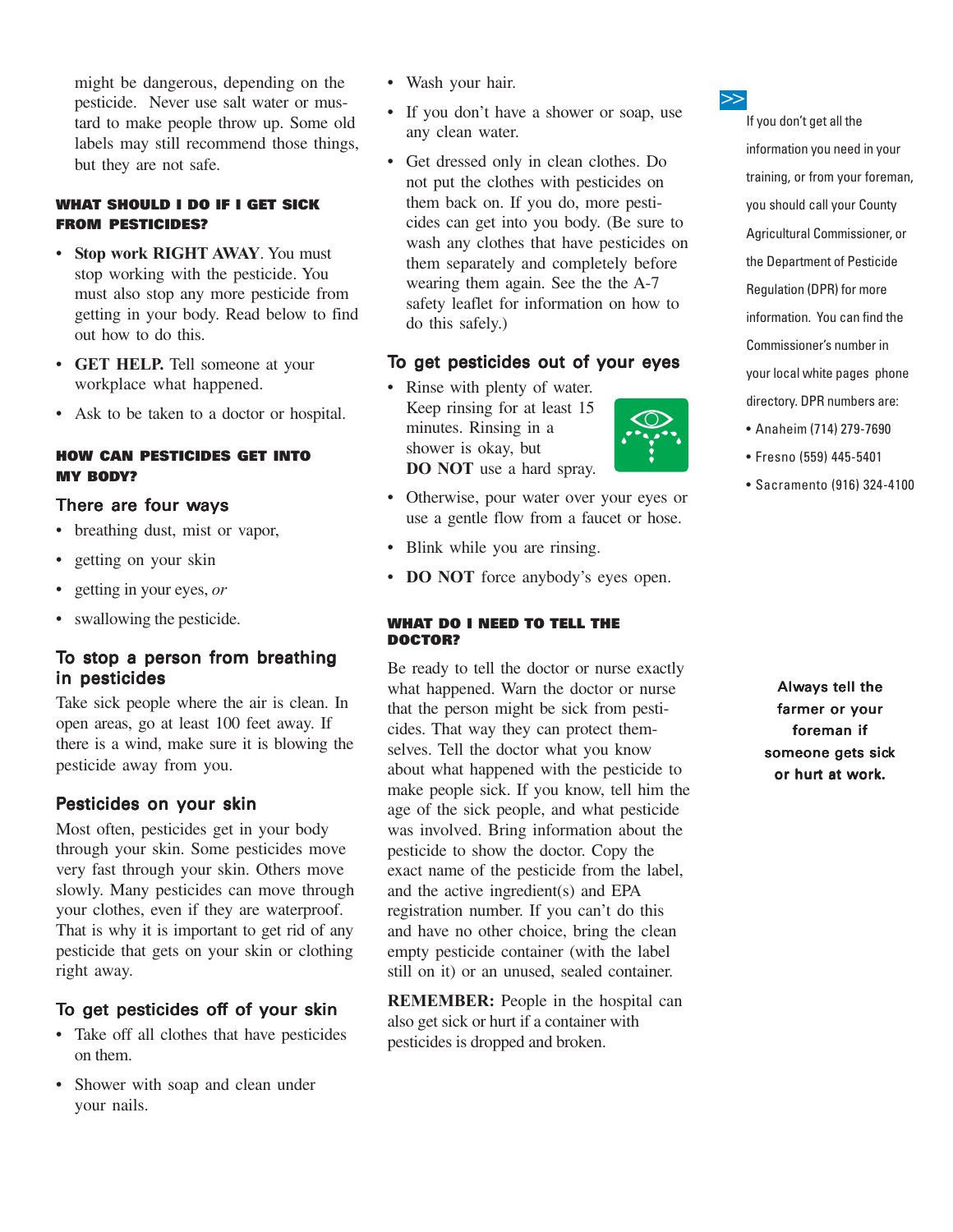might be dangerous, depending on the pesticide. Never use salt water or mustard to make people throw up. Some old labels may still recommend those things, but they are not safe.

#### WHAT SHOULD I DO IF I GET SICK FROM PESTICIDES?

- **Stop work RIGHT AWAY**. You must stop working with the pesticide. You must also stop any more pesticide from getting in your body. Read below to find out how to do this.
- **GET HELP.** Tell someone at your workplace what happened.
- Ask to be taken to a doctor or hospital.

#### HOW CAN PESTICIDES GET INTO MY BODY?

### There are four ways

- breathing dust, mist or vapor,
- getting on your skin
- getting in your eyes, *or*
- swallowing the pesticide.

### To stop a person from breathing in pesticides

Take sick people where the air is clean. In open areas, go at least 100 feet away. If there is a wind, make sure it is blowing the pesticide away from you.

### Pesticides on your skin

Most often, pesticides get in your body through your skin. Some pesticides move very fast through your skin. Others move slowly. Many pesticides can move through your clothes, even if they are waterproof. That is why it is important to get rid of any pesticide that gets on your skin or clothing right away.

### To get pesticides off of your skin

- Take off all clothes that have pesticides on them.
- Shower with soap and clean under your nails.
- Wash your hair.
- If you don't have a shower or soap, use any clean water.
- Get dressed only in clean clothes. Do not put the clothes with pesticides on them back on. If you do, more pesticides can get into you body. (Be sure to wash any clothes that have pesticides on them separately and completely before wearing them again. See the the A-7 safety leaflet for information on how to do this safely.)

### To get pesticides out of your eyes

- Rinse with plenty of water. Keep rinsing for at least 15 minutes. Rinsing in a shower is okay, but **DO NOT** use a hard spray.
- Otherwise, pour water over your eyes or use a gentle flow from a faucet or hose.
- Blink while you are rinsing.
- **DO NOT** force anybody's eyes open.

#### WHAT DO I NEED TO TELL THE DOCTOR?

Be ready to tell the doctor or nurse exactly what happened. Warn the doctor or nurse that the person might be sick from pesticides. That way they can protect themselves. Tell the doctor what you know about what happened with the pesticide to make people sick. If you know, tell him the age of the sick people, and what pesticide was involved. Bring information about the pesticide to show the doctor. Copy the exact name of the pesticide from the label, and the active ingredient(s) and EPA registration number. If you can't do this and have no other choice, bring the clean empty pesticide container (with the label still on it) or an unused, sealed container.

**REMEMBER:** People in the hospital can also get sick or hurt if a container with pesticides is dropped and broken.

>>

If you don't get all the information you need in your training, or from your foreman, you should call your County Agricultural Commissioner, or the Department of Pesticide Regulation (DPR) for more information. You can find the Commissioner's number in your local white pages phone directory. DPR numbers are:

- Anaheim (714) 279-7690
- Fresno (559) 445-5401
- Sacramento (916) 324-4100

**Always tell the farmer or your foreman if someone gets sick or hurt at work.**